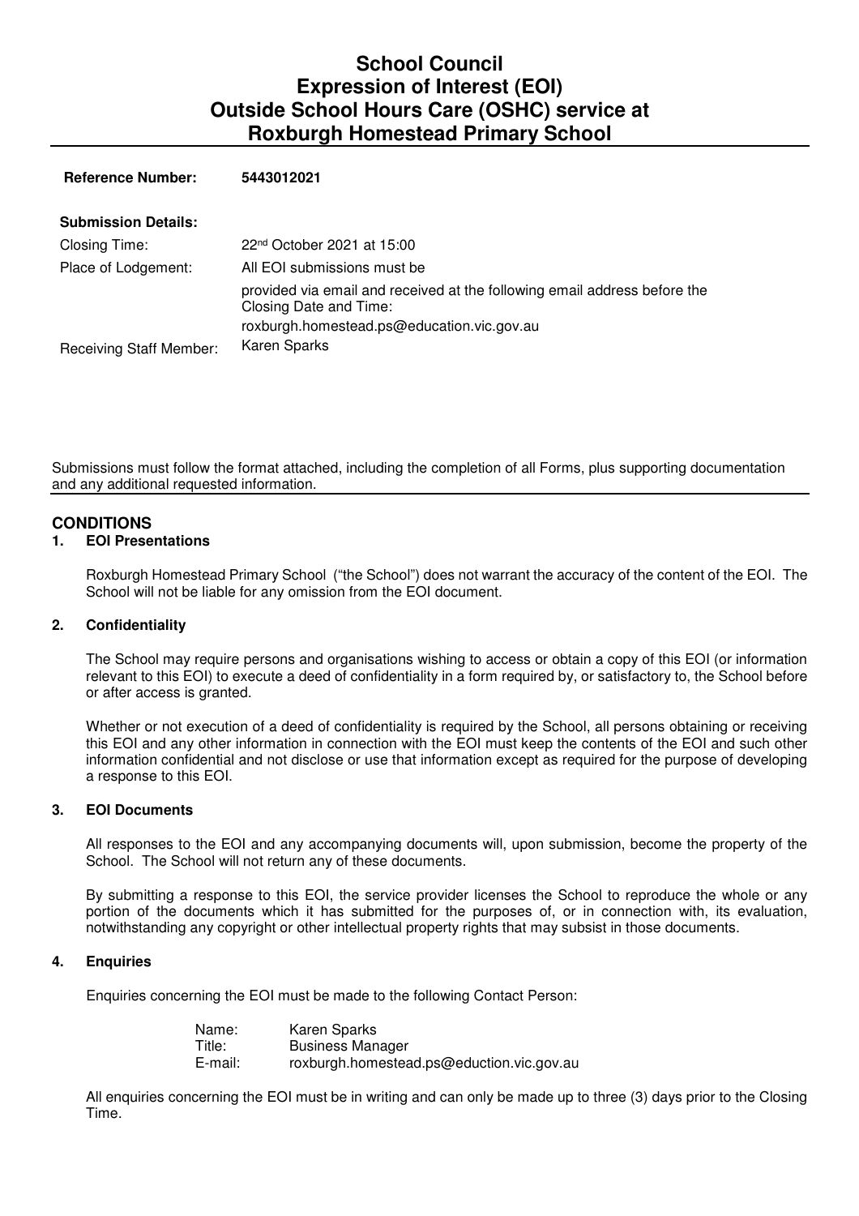# School Council
# Expression of Interest (EOI)
# Outside School Hours Care (OSHC) service at
# Roxburgh Homestead Primary School

| | |
|---|---|
| **Reference Number:** | **5443012021** |
| **Submission Details:** | |
| Closing Time: | 22nd October 2021 at 15:00 |
| Place of Lodgement: | All EOI submissions must be provided via email and received at the following email address before the Closing Date and Time: roxburgh.homestead.ps@education.vic.gov.au |
| Receiving Staff Member: | Karen Sparks |

Submissions must follow the format attached, including the completion of all Forms, plus supporting documentation and any additional requested information.

## CONDITIONS

### 1. EOI Presentations

Roxburgh Homestead Primary School ("the School") does not warrant the accuracy of the content of the EOI. The School will not be liable for any omission from the EOI document.

### 2. Confidentiality

The School may require persons and organisations wishing to access or obtain a copy of this EOI (or information relevant to this EOI) to execute a deed of confidentiality in a form required by, or satisfactory to, the School before or after access is granted.

Whether or not execution of a deed of confidentiality is required by the School, all persons obtaining or receiving this EOI and any other information in connection with the EOI must keep the contents of the EOI and such other information confidential and not disclose or use that information except as required for the purpose of developing a response to this EOI.

### 3. EOI Documents

All responses to the EOI and any accompanying documents will, upon submission, become the property of the School. The School will not return any of these documents.

By submitting a response to this EOI, the service provider licenses the School to reproduce the whole or any portion of the documents which it has submitted for the purposes of, or in connection with, its evaluation, notwithstanding any copyright or other intellectual property rights that may subsist in those documents.

### 4. Enquiries

Enquiries concerning the EOI must be made to the following Contact Person:

Name: Karen Sparks
Title: Business Manager
E-mail: roxburgh.homestead.ps@eduction.vic.gov.au

All enquiries concerning the EOI must be in writing and can only be made up to three (3) days prior to the Closing Time.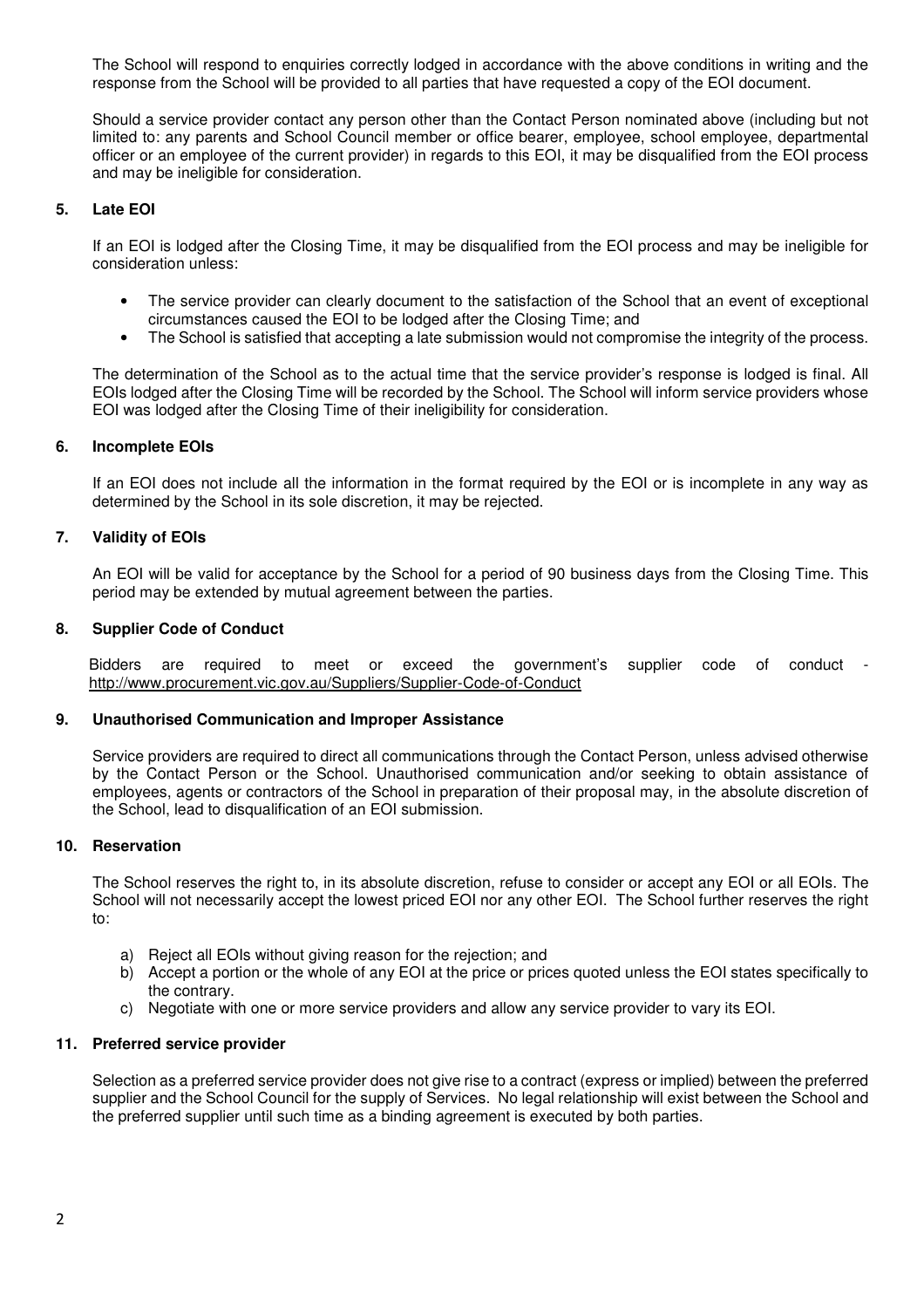The School will respond to enquiries correctly lodged in accordance with the above conditions in writing and the response from the School will be provided to all parties that have requested a copy of the EOI document.

Should a service provider contact any person other than the Contact Person nominated above (including but not limited to: any parents and School Council member or office bearer, employee, school employee, departmental officer or an employee of the current provider) in regards to this EOI, it may be disqualified from the EOI process and may be ineligible for consideration.

## 5. Late EOI

If an EOI is lodged after the Closing Time, it may be disqualified from the EOI process and may be ineligible for consideration unless:

- The service provider can clearly document to the satisfaction of the School that an event of exceptional circumstances caused the EOI to be lodged after the Closing Time; and
- The School is satisfied that accepting a late submission would not compromise the integrity of the process.

The determination of the School as to the actual time that the service provider's response is lodged is final. All EOIs lodged after the Closing Time will be recorded by the School. The School will inform service providers whose EOI was lodged after the Closing Time of their ineligibility for consideration.

## 6. Incomplete EOIs

If an EOI does not include all the information in the format required by the EOI or is incomplete in any way as determined by the School in its sole discretion, it may be rejected.

## 7. Validity of EOIs

An EOI will be valid for acceptance by the School for a period of 90 business days from the Closing Time. This period may be extended by mutual agreement between the parties.

## 8. Supplier Code of Conduct

Bidders are required to meet or exceed the government's supplier code of conduct - http://www.procurement.vic.gov.au/Suppliers/Supplier-Code-of-Conduct

## 9. Unauthorised Communication and Improper Assistance

Service providers are required to direct all communications through the Contact Person, unless advised otherwise by the Contact Person or the School. Unauthorised communication and/or seeking to obtain assistance of employees, agents or contractors of the School in preparation of their proposal may, in the absolute discretion of the School, lead to disqualification of an EOI submission.

## 10. Reservation

The School reserves the right to, in its absolute discretion, refuse to consider or accept any EOI or all EOIs. The School will not necessarily accept the lowest priced EOI nor any other EOI. The School further reserves the right to:

a) Reject all EOIs without giving reason for the rejection; and
b) Accept a portion or the whole of any EOI at the price or prices quoted unless the EOI states specifically to the contrary.
c) Negotiate with one or more service providers and allow any service provider to vary its EOI.

## 11. Preferred service provider

Selection as a preferred service provider does not give rise to a contract (express or implied) between the preferred supplier and the School Council for the supply of Services. No legal relationship will exist between the School and the preferred supplier until such time as a binding agreement is executed by both parties.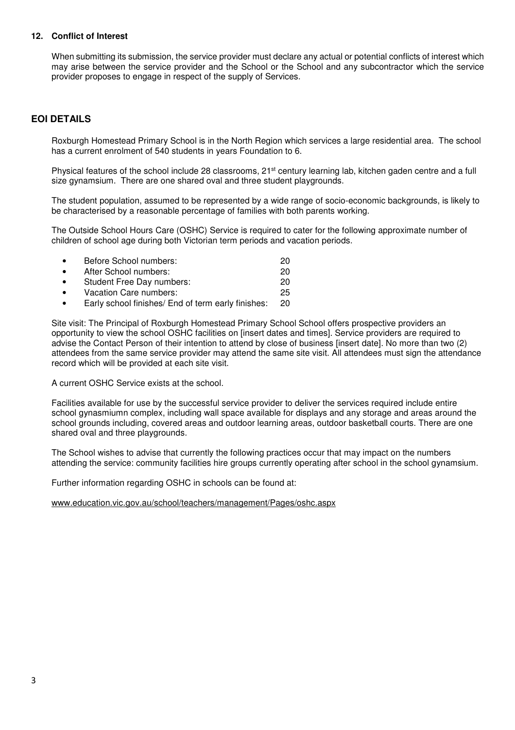### 12. Conflict of Interest

When submitting its submission, the service provider must declare any actual or potential conflicts of interest which may arise between the service provider and the School or the School and any subcontractor which the service provider proposes to engage in respect of the supply of Services.

## EOI DETAILS

Roxburgh Homestead Primary School is in the North Region which services a large residential area. The school has a current enrolment of 540 students in years Foundation to 6.

Physical features of the school include 28 classrooms, 21st century learning lab, kitchen gaden centre and a full size gynamsium. There are one shared oval and three student playgrounds.

The student population, assumed to be represented by a wide range of socio-economic backgrounds, is likely to be characterised by a reasonable percentage of families with both parents working.

The Outside School Hours Care (OSHC) Service is required to cater for the following approximate number of children of school age during both Victorian term periods and vacation periods.

- Before School numbers: 20
- After School numbers: 20
- Student Free Day numbers: 20
- Vacation Care numbers: 25
- Early school finishes/ End of term early finishes: 20

Site visit: The Principal of Roxburgh Homestead Primary School School offers prospective providers an opportunity to view the school OSHC facilities on [insert dates and times]. Service providers are required to advise the Contact Person of their intention to attend by close of business [insert date]. No more than two (2) attendees from the same service provider may attend the same site visit. All attendees must sign the attendance record which will be provided at each site visit.

A current OSHC Service exists at the school.

Facilities available for use by the successful service provider to deliver the services required include entire school gynasmiumn complex, including wall space available for displays and any storage and areas around the school grounds including, covered areas and outdoor learning areas, outdoor basketball courts. There are one shared oval and three playgrounds.

The School wishes to advise that currently the following practices occur that may impact on the numbers attending the service: community facilities hire groups currently operating after school in the school gynamsium.

Further information regarding OSHC in schools can be found at:

www.education.vic.gov.au/school/teachers/management/Pages/oshc.aspx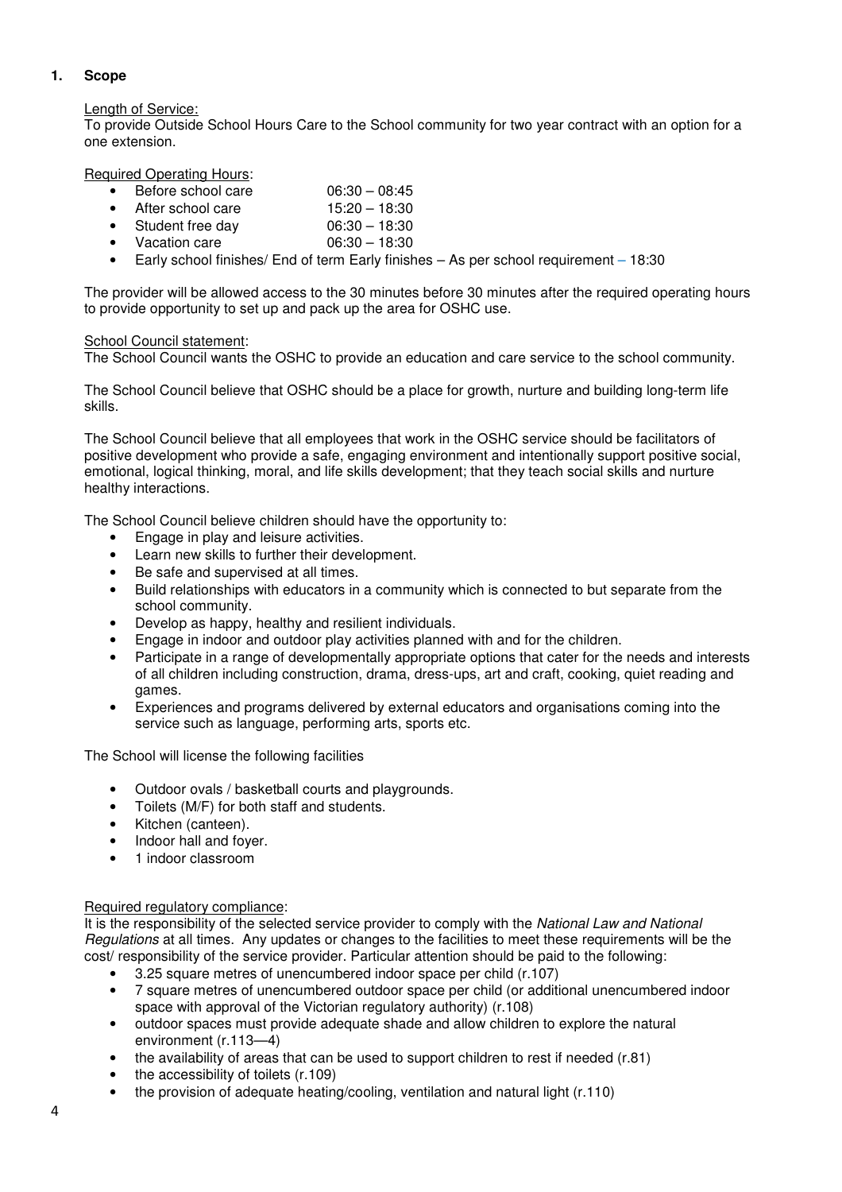## 1. Scope

Length of Service:

To provide Outside School Hours Care to the School community for two year contract with an option for a one extension.

Required Operating Hours:

- Before school care 06:30 – 08:45
- After school care 15:20 – 18:30
- Student free day 06:30 – 18:30
- Vacation care 06:30 – 18:30
- Early school finishes/ End of term Early finishes – As per school requirement – 18:30

The provider will be allowed access to the 30 minutes before 30 minutes after the required operating hours to provide opportunity to set up and pack up the area for OSHC use.

School Council statement:

The School Council wants the OSHC to provide an education and care service to the school community.

The School Council believe that OSHC should be a place for growth, nurture and building long-term life skills.

The School Council believe that all employees that work in the OSHC service should be facilitators of positive development who provide a safe, engaging environment and intentionally support positive social, emotional, logical thinking, moral, and life skills development; that they teach social skills and nurture healthy interactions.

The School Council believe children should have the opportunity to:

- Engage in play and leisure activities.
- Learn new skills to further their development.
- Be safe and supervised at all times.
- Build relationships with educators in a community which is connected to but separate from the school community.
- Develop as happy, healthy and resilient individuals.
- Engage in indoor and outdoor play activities planned with and for the children.
- Participate in a range of developmentally appropriate options that cater for the needs and interests of all children including construction, drama, dress-ups, art and craft, cooking, quiet reading and games.
- Experiences and programs delivered by external educators and organisations coming into the service such as language, performing arts, sports etc.

The School will license the following facilities

- Outdoor ovals / basketball courts and playgrounds.
- Toilets (M/F) for both staff and students.
- Kitchen (canteen).
- Indoor hall and foyer.
- 1 indoor classroom

Required regulatory compliance:

It is the responsibility of the selected service provider to comply with the *National Law and National Regulations* at all times. Any updates or changes to the facilities to meet these requirements will be the cost/ responsibility of the service provider. Particular attention should be paid to the following:

- 3.25 square metres of unencumbered indoor space per child (r.107)
- 7 square metres of unencumbered outdoor space per child (or additional unencumbered indoor space with approval of the Victorian regulatory authority) (r.108)
- outdoor spaces must provide adequate shade and allow children to explore the natural environment (r.113—4)
- the availability of areas that can be used to support children to rest if needed (r.81)
- the accessibility of toilets (r.109)
- the provision of adequate heating/cooling, ventilation and natural light (r.110)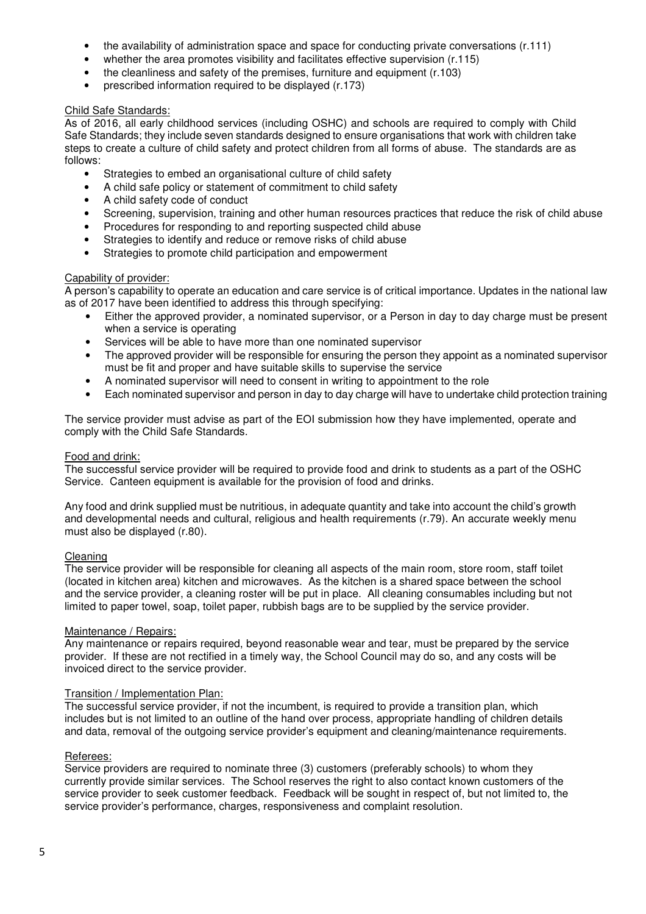- the availability of administration space and space for conducting private conversations (r.111)
- whether the area promotes visibility and facilitates effective supervision (r.115)
- the cleanliness and safety of the premises, furniture and equipment (r.103)
- prescribed information required to be displayed (r.173)

Child Safe Standards:

As of 2016, all early childhood services (including OSHC) and schools are required to comply with Child Safe Standards; they include seven standards designed to ensure organisations that work with children take steps to create a culture of child safety and protect children from all forms of abuse. The standards are as follows:

- Strategies to embed an organisational culture of child safety
- A child safe policy or statement of commitment to child safety
- A child safety code of conduct
- Screening, supervision, training and other human resources practices that reduce the risk of child abuse
- Procedures for responding to and reporting suspected child abuse
- Strategies to identify and reduce or remove risks of child abuse
- Strategies to promote child participation and empowerment

Capability of provider:

A person's capability to operate an education and care service is of critical importance. Updates in the national law as of 2017 have been identified to address this through specifying:

- Either the approved provider, a nominated supervisor, or a Person in day to day charge must be present when a service is operating
- Services will be able to have more than one nominated supervisor
- The approved provider will be responsible for ensuring the person they appoint as a nominated supervisor must be fit and proper and have suitable skills to supervise the service
- A nominated supervisor will need to consent in writing to appointment to the role
- Each nominated supervisor and person in day to day charge will have to undertake child protection training

The service provider must advise as part of the EOI submission how they have implemented, operate and comply with the Child Safe Standards.

Food and drink:

The successful service provider will be required to provide food and drink to students as a part of the OSHC Service. Canteen equipment is available for the provision of food and drinks.

Any food and drink supplied must be nutritious, in adequate quantity and take into account the child's growth and developmental needs and cultural, religious and health requirements (r.79). An accurate weekly menu must also be displayed (r.80).

Cleaning

The service provider will be responsible for cleaning all aspects of the main room, store room, staff toilet (located in kitchen area) kitchen and microwaves. As the kitchen is a shared space between the school and the service provider, a cleaning roster will be put in place. All cleaning consumables including but not limited to paper towel, soap, toilet paper, rubbish bags are to be supplied by the service provider.

Maintenance / Repairs:

Any maintenance or repairs required, beyond reasonable wear and tear, must be prepared by the service provider. If these are not rectified in a timely way, the School Council may do so, and any costs will be invoiced direct to the service provider.

Transition / Implementation Plan:

The successful service provider, if not the incumbent, is required to provide a transition plan, which includes but is not limited to an outline of the hand over process, appropriate handling of children details and data, removal of the outgoing service provider's equipment and cleaning/maintenance requirements.

Referees:

Service providers are required to nominate three (3) customers (preferably schools) to whom they currently provide similar services. The School reserves the right to also contact known customers of the service provider to seek customer feedback. Feedback will be sought in respect of, but not limited to, the service provider's performance, charges, responsiveness and complaint resolution.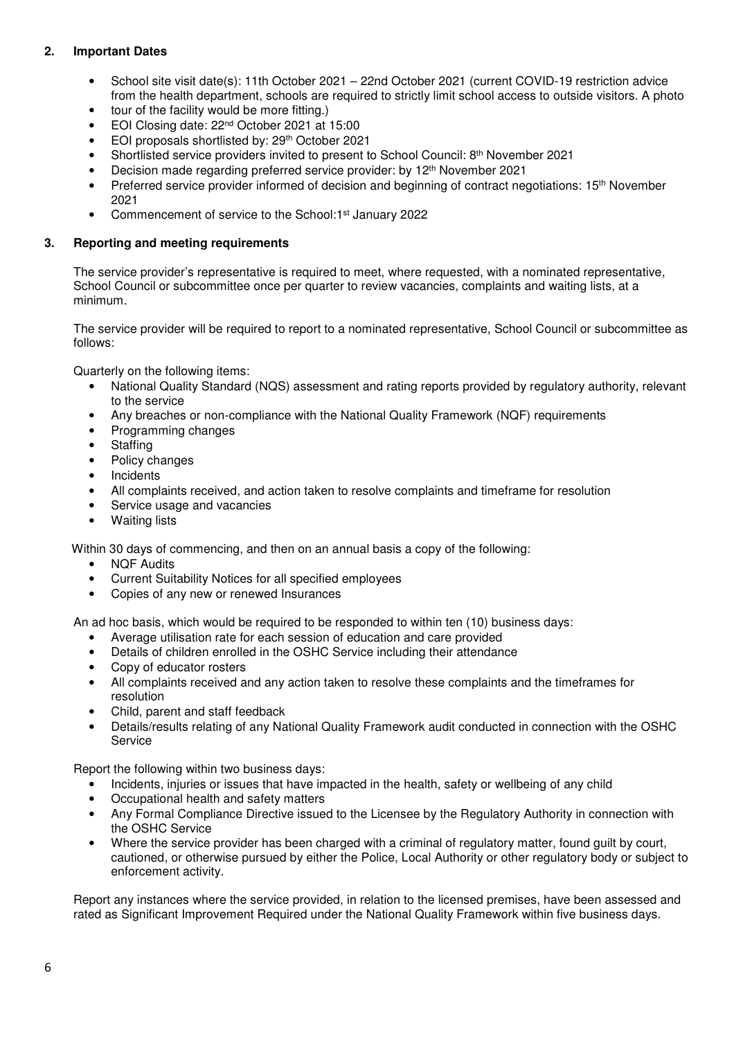## 2. Important Dates

- School site visit date(s): 11th October 2021 – 22nd October 2021 (current COVID-19 restriction advice from the health department, schools are required to strictly limit school access to outside visitors. A photo
- tour of the facility would be more fitting.)
- EOI Closing date: 22nd October 2021 at 15:00
- EOI proposals shortlisted by: 29th October 2021
- Shortlisted service providers invited to present to School Council: 8th November 2021
- Decision made regarding preferred service provider: by 12th November 2021
- Preferred service provider informed of decision and beginning of contract negotiations: 15th November 2021
- Commencement of service to the School:1st January 2022

## 3. Reporting and meeting requirements

The service provider's representative is required to meet, where requested, with a nominated representative, School Council or subcommittee once per quarter to review vacancies, complaints and waiting lists, at a minimum.

The service provider will be required to report to a nominated representative, School Council or subcommittee as follows:

Quarterly on the following items:

- National Quality Standard (NQS) assessment and rating reports provided by regulatory authority, relevant to the service
- Any breaches or non-compliance with the National Quality Framework (NQF) requirements
- Programming changes
- Staffing
- Policy changes
- Incidents
- All complaints received, and action taken to resolve complaints and timeframe for resolution
- Service usage and vacancies
- Waiting lists

Within 30 days of commencing, and then on an annual basis a copy of the following:

- NQF Audits
- Current Suitability Notices for all specified employees
- Copies of any new or renewed Insurances

An ad hoc basis, which would be required to be responded to within ten (10) business days:

- Average utilisation rate for each session of education and care provided
- Details of children enrolled in the OSHC Service including their attendance
- Copy of educator rosters
- All complaints received and any action taken to resolve these complaints and the timeframes for resolution
- Child, parent and staff feedback
- Details/results relating of any National Quality Framework audit conducted in connection with the OSHC Service

Report the following within two business days:

- Incidents, injuries or issues that have impacted in the health, safety or wellbeing of any child
- Occupational health and safety matters
- Any Formal Compliance Directive issued to the Licensee by the Regulatory Authority in connection with the OSHC Service
- Where the service provider has been charged with a criminal of regulatory matter, found guilt by court, cautioned, or otherwise pursued by either the Police, Local Authority or other regulatory body or subject to enforcement activity.

Report any instances where the service provided, in relation to the licensed premises, have been assessed and rated as Significant Improvement Required under the National Quality Framework within five business days.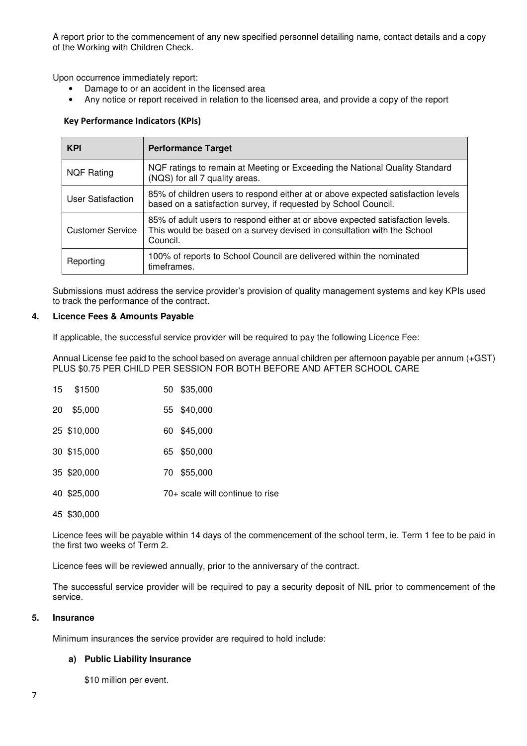A report prior to the commencement of any new specified personnel detailing name, contact details and a copy of the Working with Children Check.

Upon occurrence immediately report:

- Damage to or an accident in the licensed area
- Any notice or report received in relation to the licensed area, and provide a copy of the report

**Key Performance Indicators (KPIs)**

| KPI | Performance Target |
|---|---|
| NQF Rating | NQF ratings to remain at Meeting or Exceeding the National Quality Standard (NQS) for all 7 quality areas. |
| User Satisfaction | 85% of children users to respond either at or above expected satisfaction levels based on a satisfaction survey, if requested by School Council. |
| Customer Service | 85% of adult users to respond either at or above expected satisfaction levels. This would be based on a survey devised in consultation with the School Council. |
| Reporting | 100% of reports to School Council are delivered within the nominated timeframes. |

Submissions must address the service provider's provision of quality management systems and key KPIs used to track the performance of the contract.

## 4. Licence Fees & Amounts Payable

If applicable, the successful service provider will be required to pay the following Licence Fee:

Annual License fee paid to the school based on average annual children per afternoon payable per annum (+GST) PLUS $0.75 PER CHILD PER SESSION FOR BOTH BEFORE AND AFTER SCHOOL CARE

15 $1500

20 $5,000

25 $10,000

30 $15,000

35 $20,000

40 $25,000

45 $30,000

50 $35,000

55 $40,000

60 $45,000

65 $50,000

70 $55,000

70+ scale will continue to rise

Licence fees will be payable within 14 days of the commencement of the school term, ie. Term 1 fee to be paid in the first two weeks of Term 2.

Licence fees will be reviewed annually, prior to the anniversary of the contract.

The successful service provider will be required to pay a security deposit of NIL prior to commencement of the service.

## 5. Insurance

Minimum insurances the service provider are required to hold include:

### a) Public Liability Insurance

$10 million per event.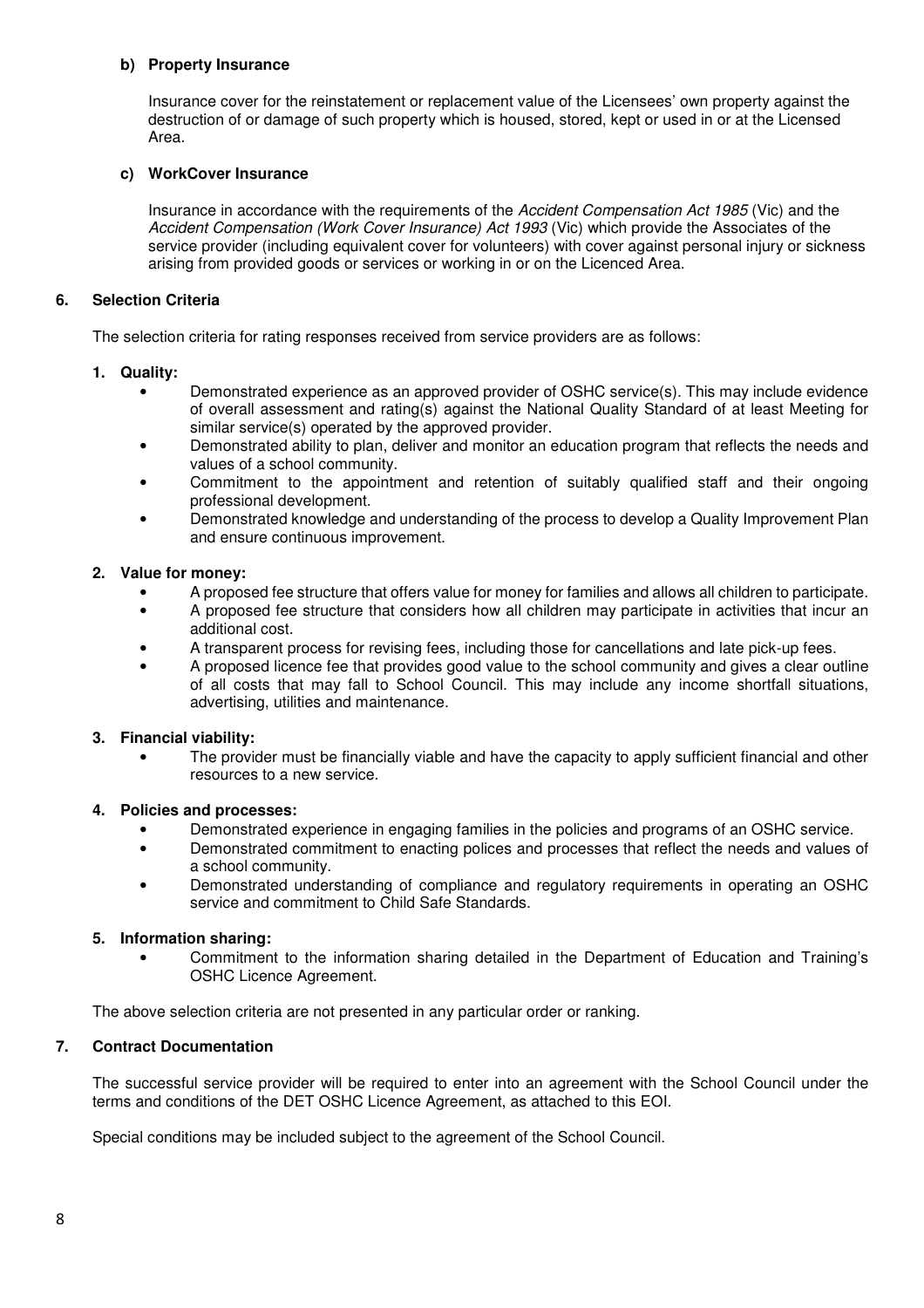**b) Property Insurance**

Insurance cover for the reinstatement or replacement value of the Licensees' own property against the destruction of or damage of such property which is housed, stored, kept or used in or at the Licensed Area.

**c) WorkCover Insurance**

Insurance in accordance with the requirements of the *Accident Compensation Act 1985* (Vic) and the *Accident Compensation (Work Cover Insurance) Act 1993* (Vic) which provide the Associates of the service provider (including equivalent cover for volunteers) with cover against personal injury or sickness arising from provided goods or services or working in or on the Licenced Area.

## 6. Selection Criteria

The selection criteria for rating responses received from service providers are as follows:

**1. Quality:**

- Demonstrated experience as an approved provider of OSHC service(s). This may include evidence of overall assessment and rating(s) against the National Quality Standard of at least Meeting for similar service(s) operated by the approved provider.
- Demonstrated ability to plan, deliver and monitor an education program that reflects the needs and values of a school community.
- Commitment to the appointment and retention of suitably qualified staff and their ongoing professional development.
- Demonstrated knowledge and understanding of the process to develop a Quality Improvement Plan and ensure continuous improvement.

**2. Value for money:**

- A proposed fee structure that offers value for money for families and allows all children to participate.
- A proposed fee structure that considers how all children may participate in activities that incur an additional cost.
- A transparent process for revising fees, including those for cancellations and late pick-up fees.
- A proposed licence fee that provides good value to the school community and gives a clear outline of all costs that may fall to School Council. This may include any income shortfall situations, advertising, utilities and maintenance.

**3. Financial viability:**

- The provider must be financially viable and have the capacity to apply sufficient financial and other resources to a new service.

**4. Policies and processes:**

- Demonstrated experience in engaging families in the policies and programs of an OSHC service.
- Demonstrated commitment to enacting polices and processes that reflect the needs and values of a school community.
- Demonstrated understanding of compliance and regulatory requirements in operating an OSHC service and commitment to Child Safe Standards.

**5. Information sharing:**

- Commitment to the information sharing detailed in the Department of Education and Training's OSHC Licence Agreement.

The above selection criteria are not presented in any particular order or ranking.

## 7. Contract Documentation

The successful service provider will be required to enter into an agreement with the School Council under the terms and conditions of the DET OSHC Licence Agreement, as attached to this EOI.

Special conditions may be included subject to the agreement of the School Council.